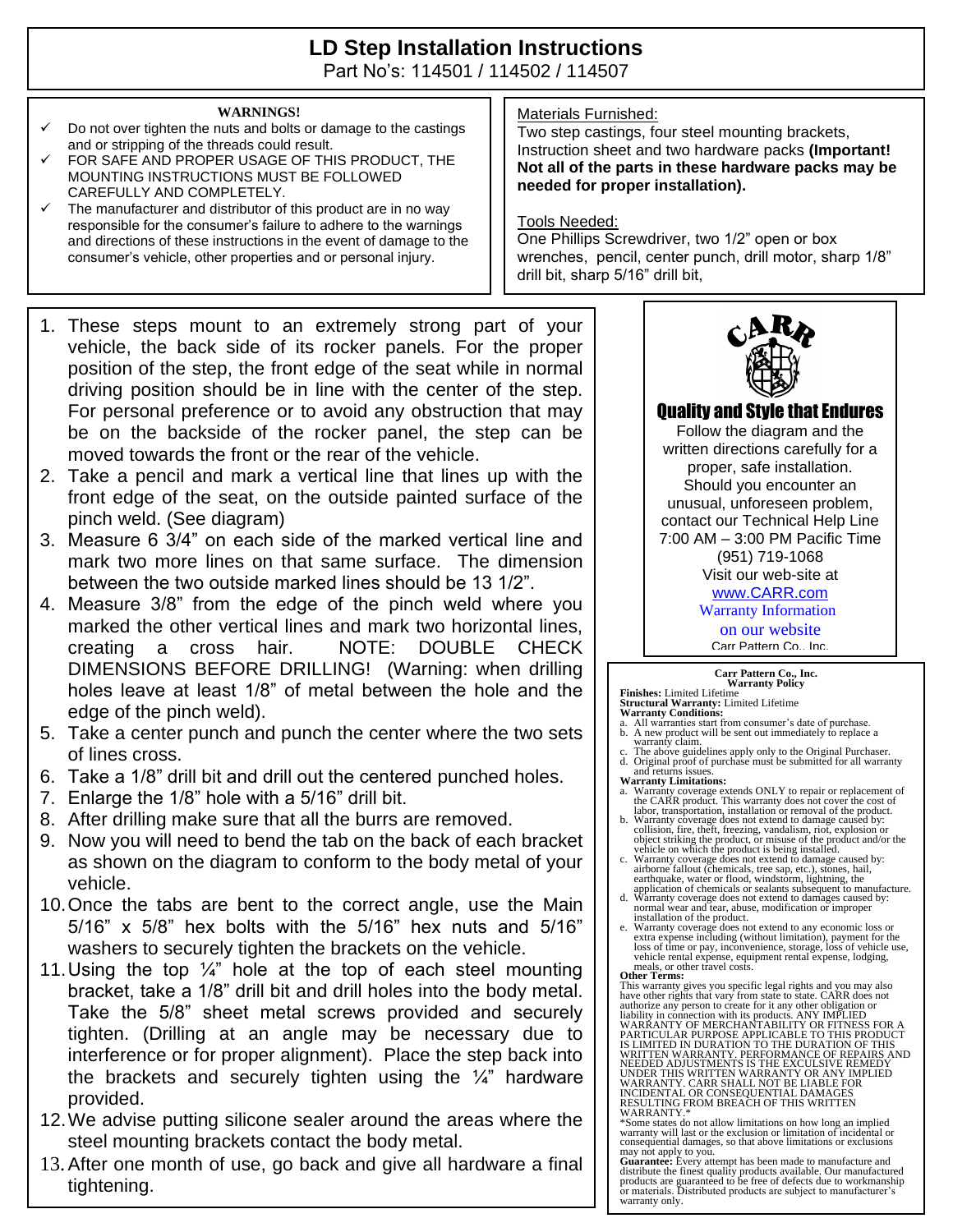# LD Step Installation Instructions

Part No's: 114501 / 114502 / 114507

**WARNINGS!**

- ✓ Do not over tighten the nuts and bolts or damage to the castings and or stripping of the threads could result.
- ✓ FOR SAFE AND PROPER USAGE OF THIS PRODUCT, THE MOUNTING INSTRUCTIONS MUST BE FOLLOWED CAREFULLY AND COMPLETELY.
- ✓ The manufacturer and distributor of this product are in no way responsible for the consumer's failure to adhere to the warnings and directions of these instructions in the event of damage to the consumer's vehicle, other properties and or personal injury.

Materials Furnished:
Two step castings, four steel mounting brackets, Instruction sheet and two hardware packs **(Important! Not all of the parts in these hardware packs may be needed for proper installation).**

Tools Needed:
One Phillips Screwdriver, two 1/2" open or box wrenches, pencil, center punch, drill motor, sharp 1/8" drill bit, sharp 5/16" drill bit,

1. These steps mount to an extremely strong part of your vehicle, the back side of its rocker panels. For the proper position of the step, the front edge of the seat while in normal driving position should be in line with the center of the step. For personal preference or to avoid any obstruction that may be on the backside of the rocker panel, the step can be moved towards the front or the rear of the vehicle.
2. Take a pencil and mark a vertical line that lines up with the front edge of the seat, on the outside painted surface of the pinch weld. (See diagram)
3. Measure 6 3/4" on each side of the marked vertical line and mark two more lines on that same surface. The dimension between the two outside marked lines should be 13 1/2".
4. Measure 3/8" from the edge of the pinch weld where you marked the other vertical lines and mark two horizontal lines, creating a cross hair. NOTE: DOUBLE CHECK DIMENSIONS BEFORE DRILLING! (Warning: when drilling holes leave at least 1/8" of metal between the hole and the edge of the pinch weld).
5. Take a center punch and punch the center where the two sets of lines cross.
6. Take a 1/8" drill bit and drill out the centered punched holes.
7. Enlarge the 1/8" hole with a 5/16" drill bit.
8. After drilling make sure that all the burrs are removed.
9. Now you will need to bend the tab on the back of each bracket as shown on the diagram to conform to the body metal of your vehicle.
10. Once the tabs are bent to the correct angle, use the Main 5/16" x 5/8" hex bolts with the 5/16" hex nuts and 5/16" washers to securely tighten the brackets on the vehicle.
11. Using the top ¼" hole at the top of each steel mounting bracket, take a 1/8" drill bit and drill holes into the body metal. Take the 5/8" sheet metal screws provided and securely tighten. (Drilling at an angle may be necessary due to interference or for proper alignment). Place the step back into the brackets and securely tighten using the ¼" hardware provided.
12. We advise putting silicone sealer around the areas where the steel mounting brackets contact the body metal.
13. After one month of use, go back and give all hardware a final tightening.

CARR

**Quality and Style that Endures**

Follow the diagram and the written directions carefully for a proper, safe installation. Should you encounter an unusual, unforeseen problem, contact our Technical Help Line 7:00 AM – 3:00 PM Pacific Time (951) 719-1068
Visit our web-site at
www.CARR.com
Warranty Information on our website
Carr Pattern Co., Inc.

**Carr Pattern Co., Inc.**
**Warranty Policy**

**Finishes:** Limited Lifetime
**Structural Warranty:** Limited Lifetime
**Warranty Conditions:**

a. All warranties start from consumer's date of purchase.
b. A new product will be sent out immediately to replace a warranty claim.
c. The above guidelines apply only to the Original Purchaser.
d. Original proof of purchase must be submitted for all warranty and returns issues.

**Warranty Limitations:**

a. Warranty coverage extends ONLY to repair or replacement of the CARR product. This warranty does not cover the cost of labor, transportation, installation or removal of the product.
b. Warranty coverage does not extend to damage caused by: collision, fire, theft, freezing, vandalism, riot, explosion or object striking the product, or misuse of the product and/or the vehicle on which the product is being installed.
c. Warranty coverage does not extend to damage caused by: airborne fallout (chemicals, tree sap, etc.), stones, hail, earthquake, water or flood, windstorm, lightning, the application of chemicals or sealants subsequent to manufacture.
d. Warranty coverage does not extend to damages caused by: normal wear and tear, abuse, modification or improper installation of the product.
e. Warranty coverage does not extend to any economic loss or extra expense including (without limitation), payment for the loss of time or pay, inconvenience, storage, loss of vehicle use, vehicle rental expense, equipment rental expense, lodging, meals, or other travel costs.

**Other Terms:**
This warranty gives you specific legal rights and you may also have other rights that vary from state to state. CARR does not authorize any person to create for it any other obligation or liability in connection with its products. ANY IMPLIED WARRANTY OF MERCHANTABILITY OR FITNESS FOR A PARTICULAR PURPOSE APPLICABLE TO THIS PRODUCT IS LIMITED IN DURATION TO THE DURATION OF THIS WRITTEN WARRANTY. PERFORMANCE OF REPAIRS AND NEEDED ADJUSTMENTS IS THE EXCULSIVE REMEDY UNDER THIS WRITTEN WARRANTY OR ANY IMPLIED WARRANTY. CARR SHALL NOT BE LIABLE FOR INCIDENTAL OR CONSEQUENTIAL DAMAGES RESULTING FROM BREACH OF THIS WRITTEN WARRANTY.*
*Some states do not allow limitations on how long an implied warranty will last or the exclusion of incidental or consequential damages, so that above limitations or exclusions may not apply to you.
**Guarantee:** Every attempt has been made to manufacture and distribute the finest quality products available. Our manufactured products are guaranteed to be free of defects due to workmanship or materials. Distributed products are subject to manufacturer's warranty only.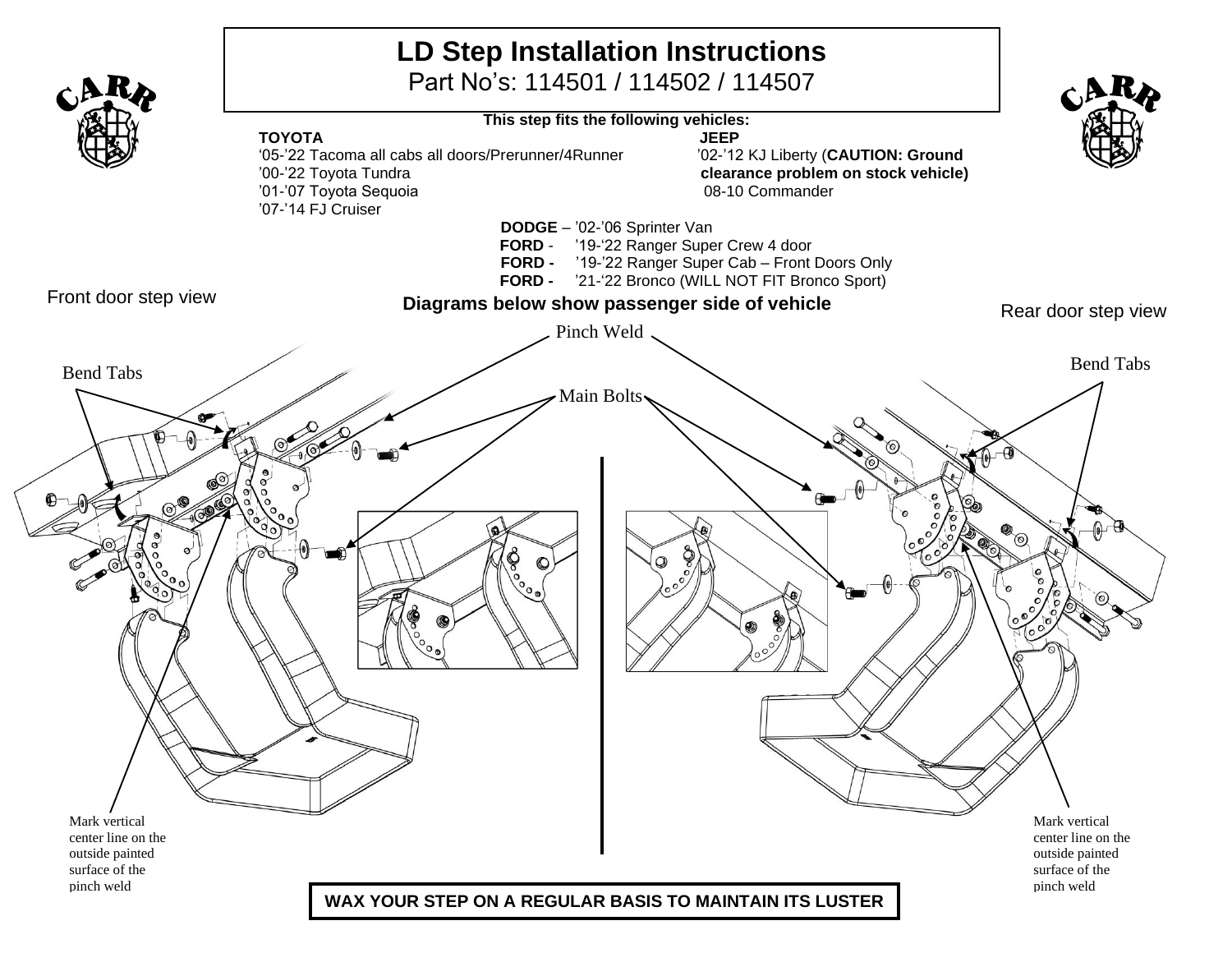# LD Step Installation Instructions

Part No's: 114501 / 114502 / 114507

**This step fits the following vehicles:**

**TOYOTA**
'05-'22 Tacoma all cabs all doors/Prerunner/4Runner
'00-'22 Toyota Tundra
'01-'07 Toyota Sequoia
'07-'14 FJ Cruiser

**JEEP**
'02-'12 KJ Liberty (**CAUTION: Ground clearance problem on stock vehicle)**
08-10 Commander

**DODGE** – '02-'06 Sprinter Van
**FORD** - '19-'22 Ranger Super Crew 4 door
**FORD -** '19-'22 Ranger Super Cab – Front Doors Only
**FORD -** '21-'22 Bronco (WILL NOT FIT Bronco Sport)

**Diagrams below show passenger side of vehicle**

Front door step view

Rear door step view

Pinch Weld

Main Bolts

Bend Tabs

Bend Tabs

Mark vertical center line on the outside painted surface of the pinch weld

Mark vertical center line on the outside painted surface of the pinch weld

**WAX YOUR STEP ON A REGULAR BASIS TO MAINTAIN ITS LUSTER**